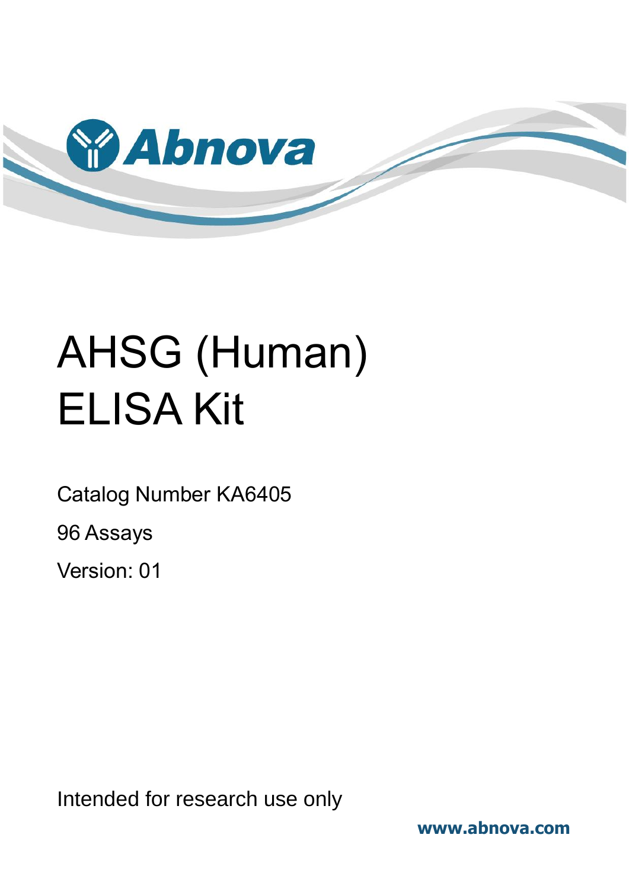Abnova

# AHSG (Human) ELISA Kit

Catalog Number KA6405

96 Assays

Version: 01

Intended for research use only

www.abnova.com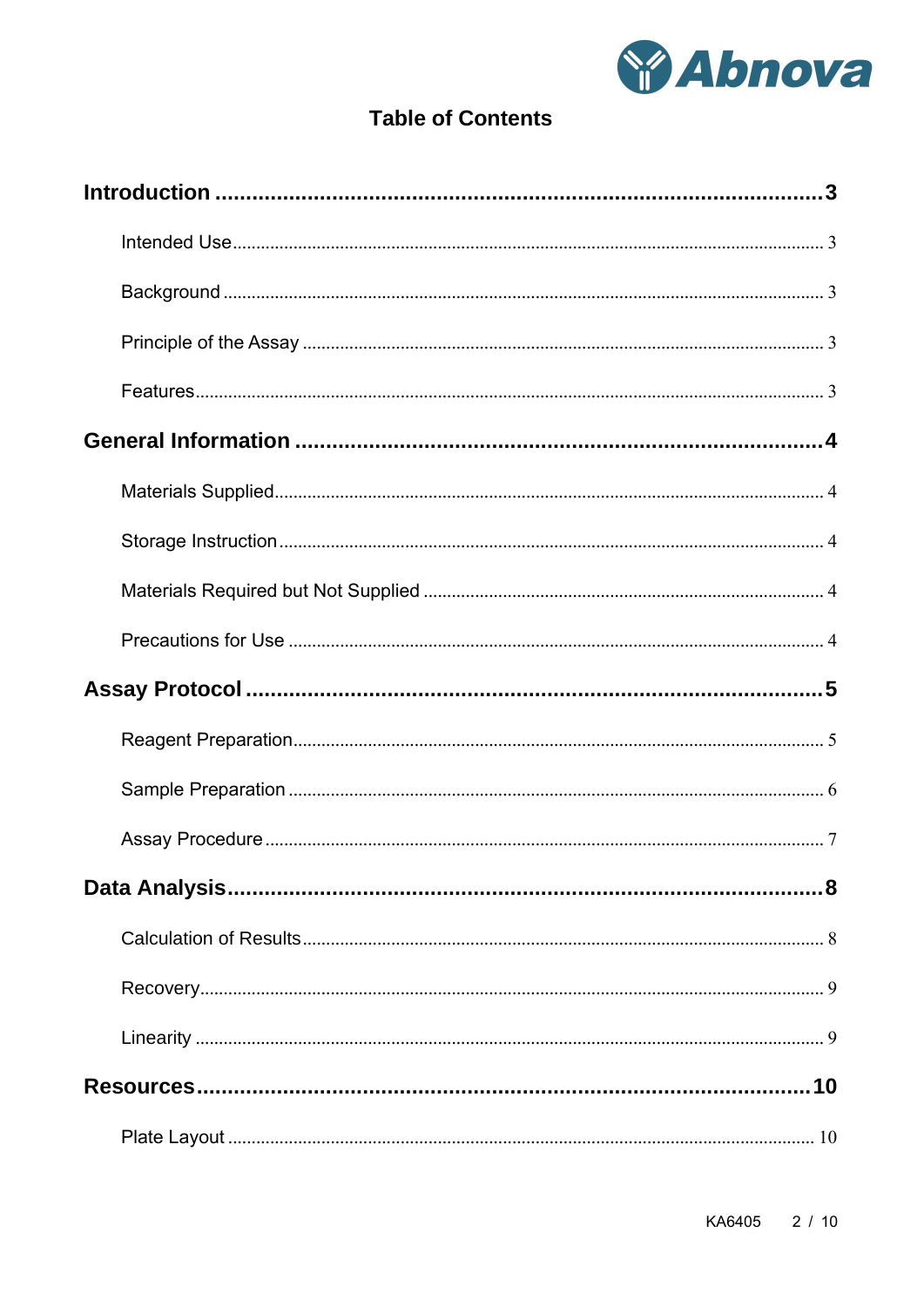# Table of Contents

**Introduction** .......................................................... 3

- Intended Use .......................................................... 3
- Background .......................................................... 3
- Principle of the Assay .......................................................... 3
- Features .......................................................... 3

**General Information** .......................................................... 4

- Materials Supplied .......................................................... 4
- Storage Instruction .......................................................... 4
- Materials Required but Not Supplied .......................................................... 4
- Precautions for Use .......................................................... 4

**Assay Protocol** .......................................................... 5

- Reagent Preparation .......................................................... 5
- Sample Preparation .......................................................... 6
- Assay Procedure .......................................................... 7

**Data Analysis** .......................................................... 8

- Calculation of Results .......................................................... 8
- Recovery .......................................................... 9
- Linearity .......................................................... 9

**Resources** .......................................................... 10

- Plate Layout .......................................................... 10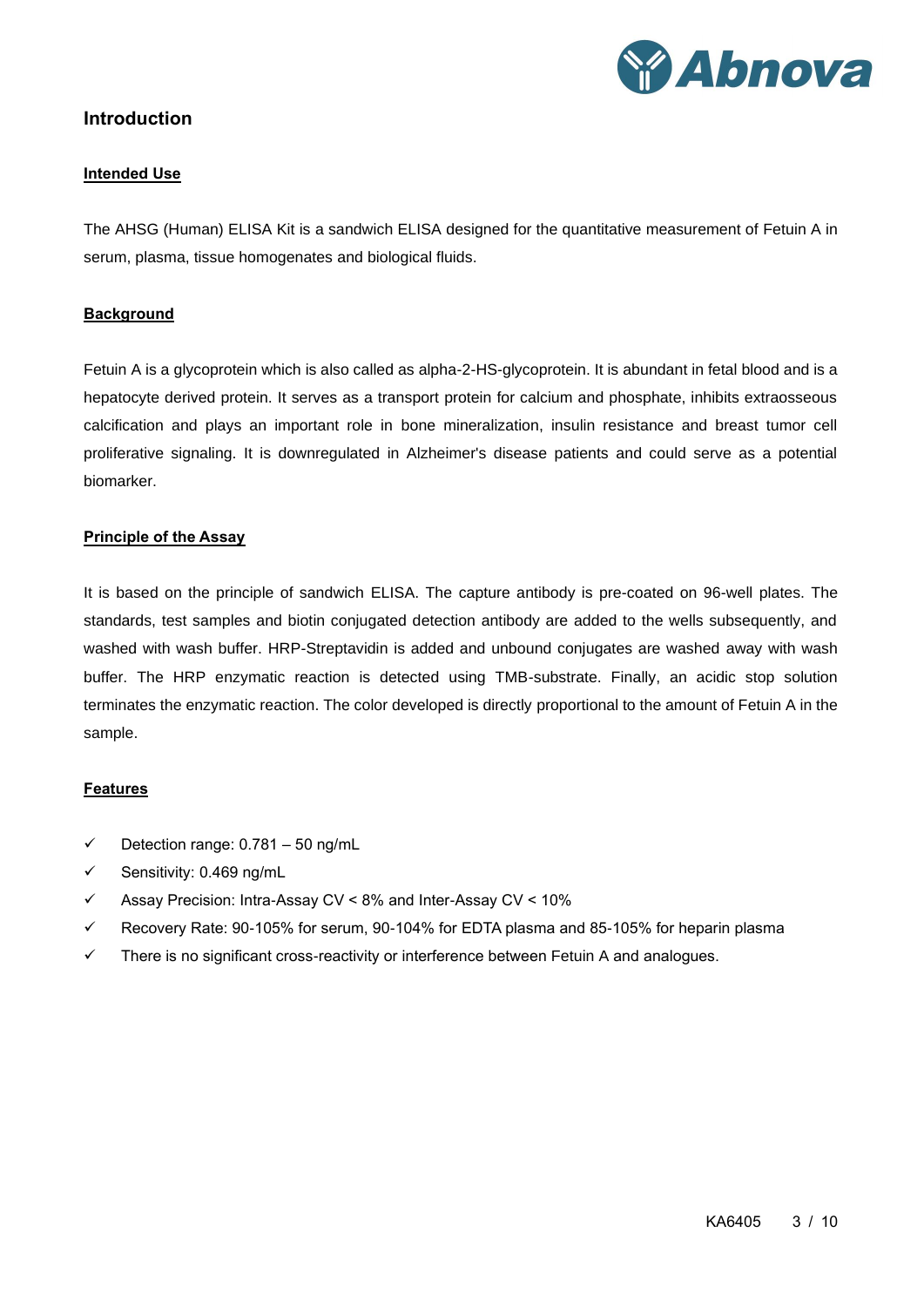# Introduction

## Intended Use

The AHSG (Human) ELISA Kit is a sandwich ELISA designed for the quantitative measurement of Fetuin A in serum, plasma, tissue homogenates and biological fluids.

## Background

Fetuin A is a glycoprotein which is also called as alpha-2-HS-glycoprotein. It is abundant in fetal blood and is a hepatocyte derived protein. It serves as a transport protein for calcium and phosphate, inhibits extraosseous calcification and plays an important role in bone mineralization, insulin resistance and breast tumor cell proliferative signaling. It is downregulated in Alzheimer's disease patients and could serve as a potential biomarker.

## Principle of the Assay

It is based on the principle of sandwich ELISA. The capture antibody is pre-coated on 96-well plates. The standards, test samples and biotin conjugated detection antibody are added to the wells subsequently, and washed with wash buffer. HRP-Streptavidin is added and unbound conjugates are washed away with wash buffer. The HRP enzymatic reaction is detected using TMB-substrate. Finally, an acidic stop solution terminates the enzymatic reaction. The color developed is directly proportional to the amount of Fetuin A in the sample.

## Features

- ✓ Detection range: 0.781 – 50 ng/mL
- ✓ Sensitivity: 0.469 ng/mL
- ✓ Assay Precision: Intra-Assay CV < 8% and Inter-Assay CV < 10%
- ✓ Recovery Rate: 90-105% for serum, 90-104% for EDTA plasma and 85-105% for heparin plasma
- ✓ There is no significant cross-reactivity or interference between Fetuin A and analogues.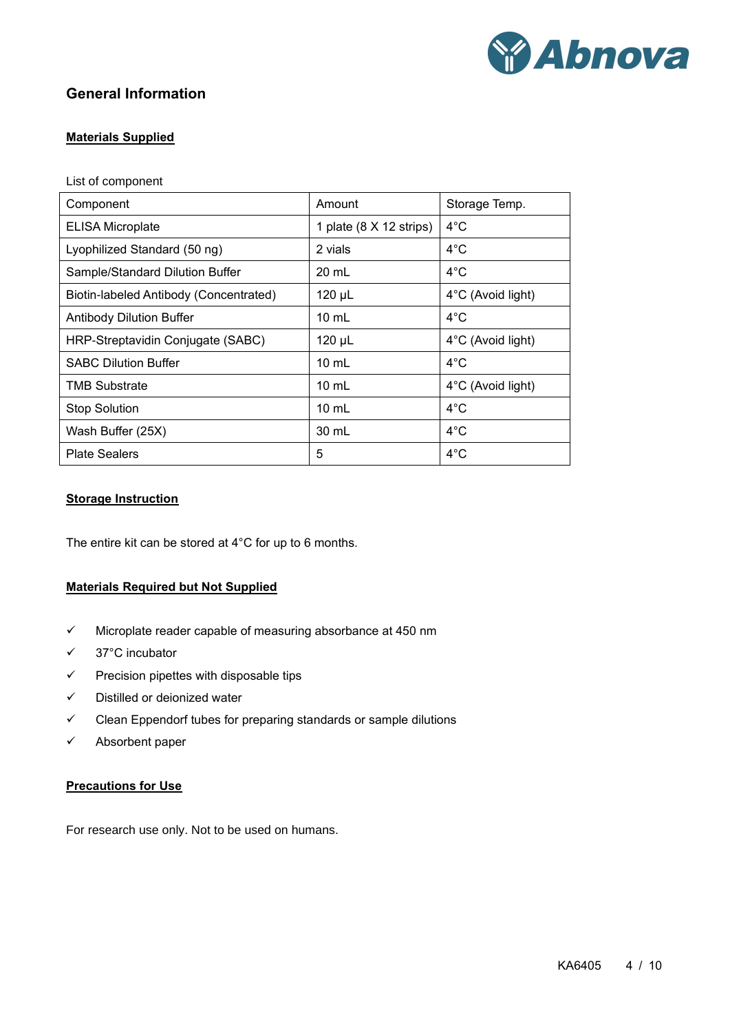## General Information

### Materials Supplied

List of component

| Component | Amount | Storage Temp. |
|---|---|---|
| ELISA Microplate | 1 plate (8 X 12 strips) | 4°C |
| Lyophilized Standard (50 ng) | 2 vials | 4°C |
| Sample/Standard Dilution Buffer | 20 mL | 4°C |
| Biotin-labeled Antibody (Concentrated) | 120 µL | 4°C (Avoid light) |
| Antibody Dilution Buffer | 10 mL | 4°C |
| HRP-Streptavidin Conjugate (SABC) | 120 µL | 4°C (Avoid light) |
| SABC Dilution Buffer | 10 mL | 4°C |
| TMB Substrate | 10 mL | 4°C (Avoid light) |
| Stop Solution | 10 mL | 4°C |
| Wash Buffer (25X) | 30 mL | 4°C |
| Plate Sealers | 5 | 4°C |

### Storage Instruction

The entire kit can be stored at 4°C for up to 6 months.

### Materials Required but Not Supplied

- ✓ Microplate reader capable of measuring absorbance at 450 nm
- ✓ 37°C incubator
- ✓ Precision pipettes with disposable tips
- ✓ Distilled or deionized water
- ✓ Clean Eppendorf tubes for preparing standards or sample dilutions
- ✓ Absorbent paper

### Precautions for Use

For research use only. Not to be used on humans.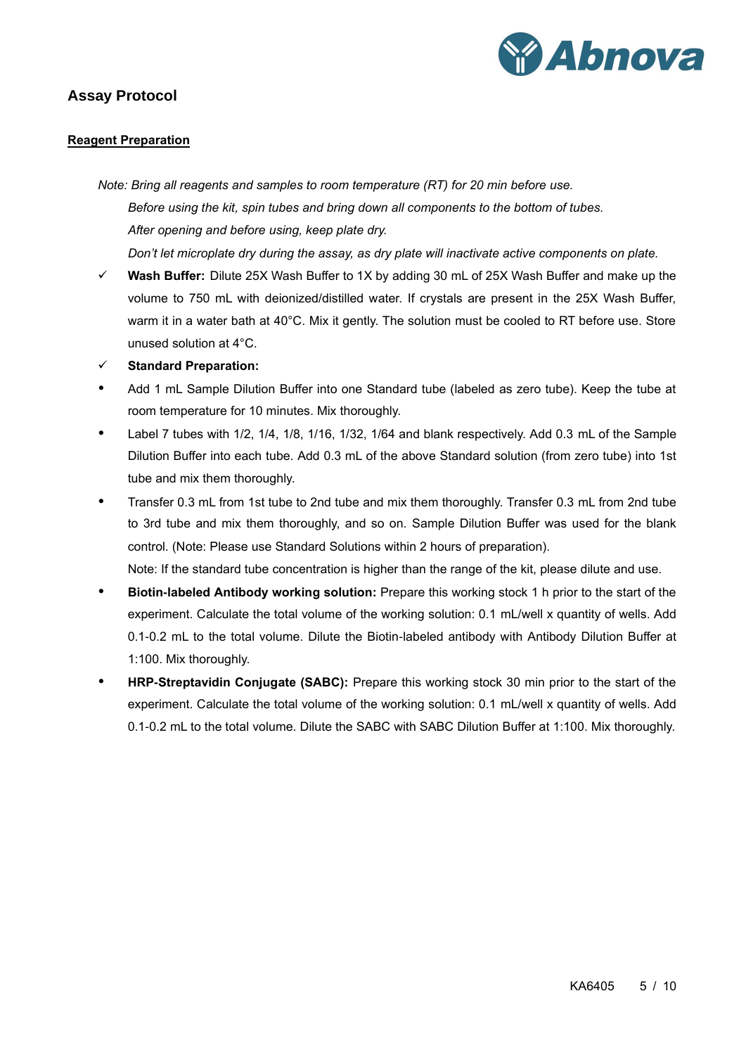## Assay Protocol

### Reagent Preparation

*Note: Bring all reagents and samples to room temperature (RT) for 20 min before use.*

*Before using the kit, spin tubes and bring down all components to the bottom of tubes.*

*After opening and before using, keep plate dry.*

*Don't let microplate dry during the assay, as dry plate will inactivate active components on plate.*

- ✓ **Wash Buffer:** Dilute 25X Wash Buffer to 1X by adding 30 mL of 25X Wash Buffer and make up the volume to 750 mL with deionized/distilled water. If crystals are present in the 25X Wash Buffer, warm it in a water bath at 40°C. Mix it gently. The solution must be cooled to RT before use. Store unused solution at 4°C.
- ✓ **Standard Preparation:**
- Add 1 mL Sample Dilution Buffer into one Standard tube (labeled as zero tube). Keep the tube at room temperature for 10 minutes. Mix thoroughly.
- Label 7 tubes with 1/2, 1/4, 1/8, 1/16, 1/32, 1/64 and blank respectively. Add 0.3 mL of the Sample Dilution Buffer into each tube. Add 0.3 mL of the above Standard solution (from zero tube) into 1st tube and mix them thoroughly.
- Transfer 0.3 mL from 1st tube to 2nd tube and mix them thoroughly. Transfer 0.3 mL from 2nd tube to 3rd tube and mix them thoroughly, and so on. Sample Dilution Buffer was used for the blank control. (Note: Please use Standard Solutions within 2 hours of preparation).

  Note: If the standard tube concentration is higher than the range of the kit, please dilute and use.
- **Biotin-labeled Antibody working solution:** Prepare this working stock 1 h prior to the start of the experiment. Calculate the total volume of the working solution: 0.1 mL/well x quantity of wells. Add 0.1-0.2 mL to the total volume. Dilute the Biotin-labeled antibody with Antibody Dilution Buffer at 1:100. Mix thoroughly.
- **HRP-Streptavidin Conjugate (SABC):** Prepare this working stock 30 min prior to the start of the experiment. Calculate the total volume of the working solution: 0.1 mL/well x quantity of wells. Add 0.1-0.2 mL to the total volume. Dilute the SABC with SABC Dilution Buffer at 1:100. Mix thoroughly.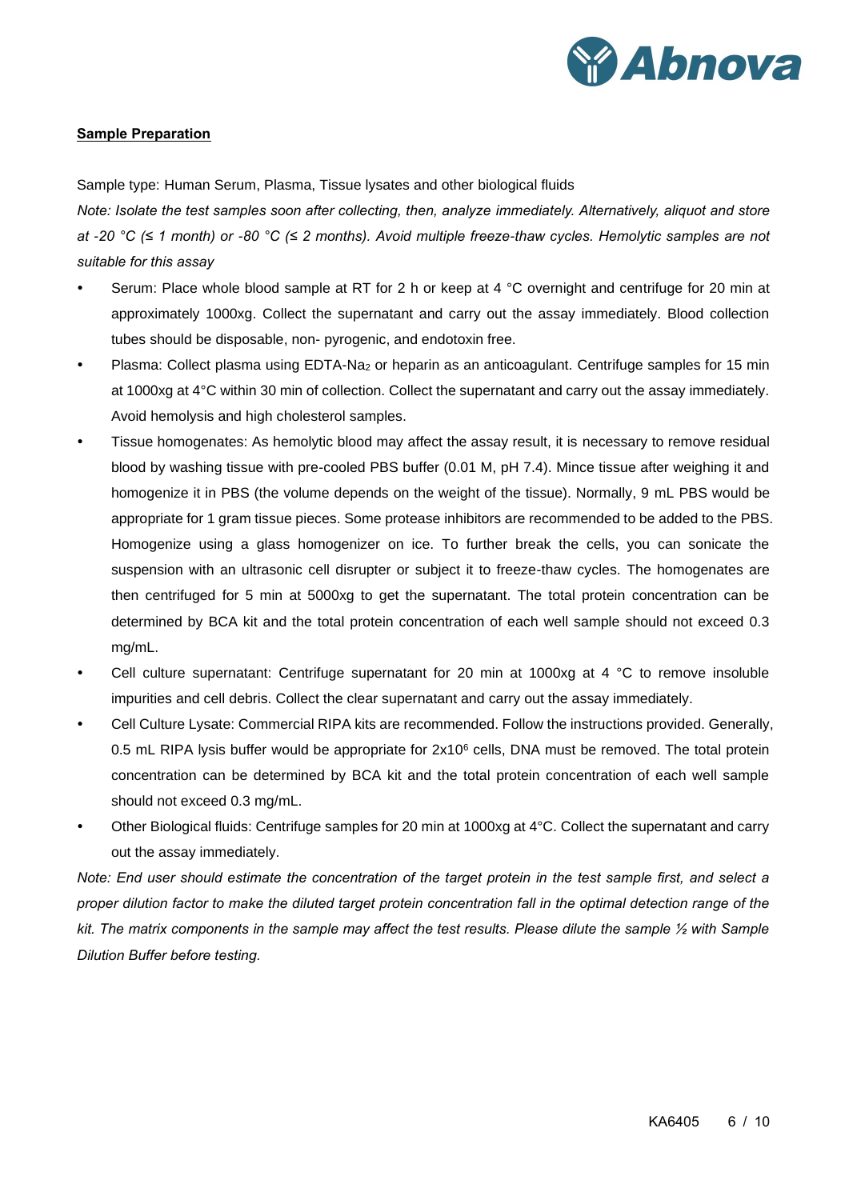**Sample Preparation**

Sample type: Human Serum, Plasma, Tissue lysates and other biological fluids

*Note: Isolate the test samples soon after collecting, then, analyze immediately. Alternatively, aliquot and store at -20 °C (≤ 1 month) or -80 °C (≤ 2 months). Avoid multiple freeze-thaw cycles. Hemolytic samples are not suitable for this assay*

- Serum: Place whole blood sample at RT for 2 h or keep at 4 °C overnight and centrifuge for 20 min at approximately 1000xg. Collect the supernatant and carry out the assay immediately. Blood collection tubes should be disposable, non- pyrogenic, and endotoxin free.
- Plasma: Collect plasma using EDTA-$Na_2$ or heparin as an anticoagulant. Centrifuge samples for 15 min at 1000xg at 4°C within 30 min of collection. Collect the supernatant and carry out the assay immediately. Avoid hemolysis and high cholesterol samples.
- Tissue homogenates: As hemolytic blood may affect the assay result, it is necessary to remove residual blood by washing tissue with pre-cooled PBS buffer (0.01 M, pH 7.4). Mince tissue after weighing it and homogenize it in PBS (the volume depends on the weight of the tissue). Normally, 9 mL PBS would be appropriate for 1 gram tissue pieces. Some protease inhibitors are recommended to be added to the PBS. Homogenize using a glass homogenizer on ice. To further break the cells, you can sonicate the suspension with an ultrasonic cell disrupter or subject it to freeze-thaw cycles. The homogenates are then centrifuged for 5 min at 5000xg to get the supernatant. The total protein concentration can be determined by BCA kit and the total protein concentration of each well sample should not exceed 0.3 mg/mL.
- Cell culture supernatant: Centrifuge supernatant for 20 min at 1000xg at 4 °C to remove insoluble impurities and cell debris. Collect the clear supernatant and carry out the assay immediately.
- Cell Culture Lysate: Commercial RIPA kits are recommended. Follow the instructions provided. Generally, 0.5 mL RIPA lysis buffer would be appropriate for $2x10^6$ cells, DNA must be removed. The total protein concentration can be determined by BCA kit and the total protein concentration of each well sample should not exceed 0.3 mg/mL.
- Other Biological fluids: Centrifuge samples for 20 min at 1000xg at 4°C. Collect the supernatant and carry out the assay immediately.

*Note: End user should estimate the concentration of the target protein in the test sample first, and select a proper dilution factor to make the diluted target protein concentration fall in the optimal detection range of the kit. The matrix components in the sample may affect the test results. Please dilute the sample ½ with Sample Dilution Buffer before testing.*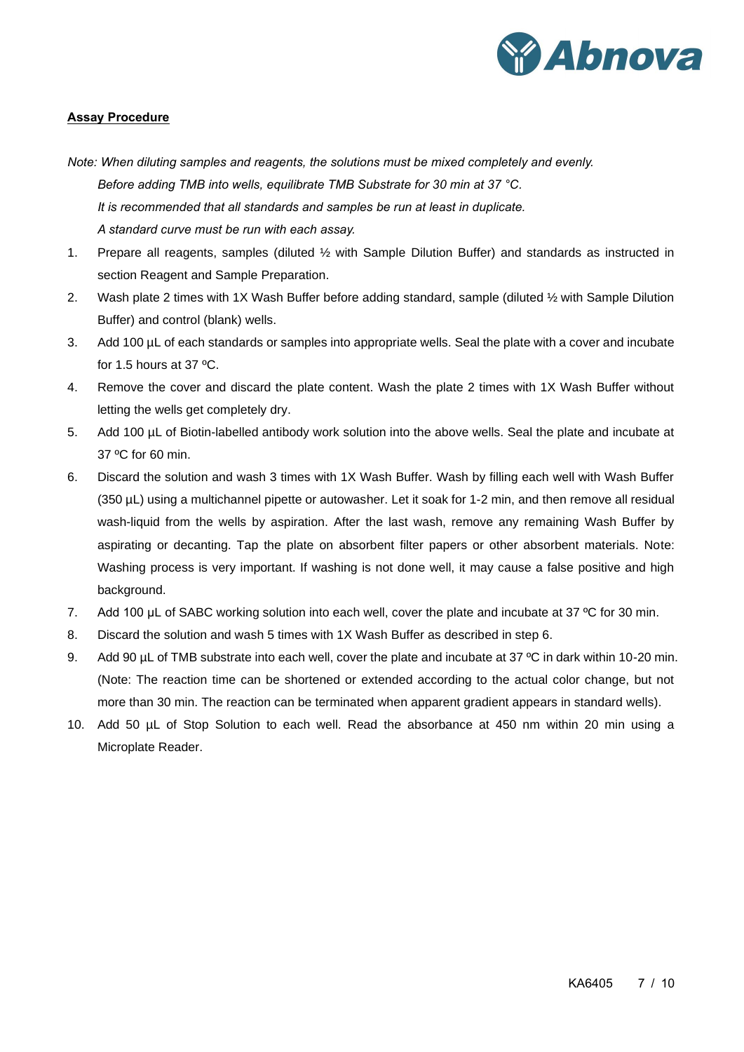**Assay Procedure**

*Note: When diluting samples and reagents, the solutions must be mixed completely and evenly.*
*Before adding TMB into wells, equilibrate TMB Substrate for 30 min at 37 °C.*
*It is recommended that all standards and samples be run at least in duplicate.*
*A standard curve must be run with each assay.*

1. Prepare all reagents, samples (diluted ½ with Sample Dilution Buffer) and standards as instructed in section Reagent and Sample Preparation.
2. Wash plate 2 times with 1X Wash Buffer before adding standard, sample (diluted ½ with Sample Dilution Buffer) and control (blank) wells.
3. Add 100 µL of each standards or samples into appropriate wells. Seal the plate with a cover and incubate for 1.5 hours at 37 ºC.
4. Remove the cover and discard the plate content. Wash the plate 2 times with 1X Wash Buffer without letting the wells get completely dry.
5. Add 100 µL of Biotin-labelled antibody work solution into the above wells. Seal the plate and incubate at 37 ºC for 60 min.
6. Discard the solution and wash 3 times with 1X Wash Buffer. Wash by filling each well with Wash Buffer (350 µL) using a multichannel pipette or autowasher. Let it soak for 1-2 min, and then remove all residual wash-liquid from the wells by aspiration. After the last wash, remove any remaining Wash Buffer by aspirating or decanting. Tap the plate on absorbent filter papers or other absorbent materials. Note: Washing process is very important. If washing is not done well, it may cause a false positive and high background.
7. Add 100 µL of SABC working solution into each well, cover the plate and incubate at 37 ºC for 30 min.
8. Discard the solution and wash 5 times with 1X Wash Buffer as described in step 6.
9. Add 90 µL of TMB substrate into each well, cover the plate and incubate at 37 ºC in dark within 10-20 min. (Note: The reaction time can be shortened or extended according to the actual color change, but not more than 30 min. The reaction can be terminated when apparent gradient appears in standard wells).
10. Add 50 µL of Stop Solution to each well. Read the absorbance at 450 nm within 20 min using a Microplate Reader.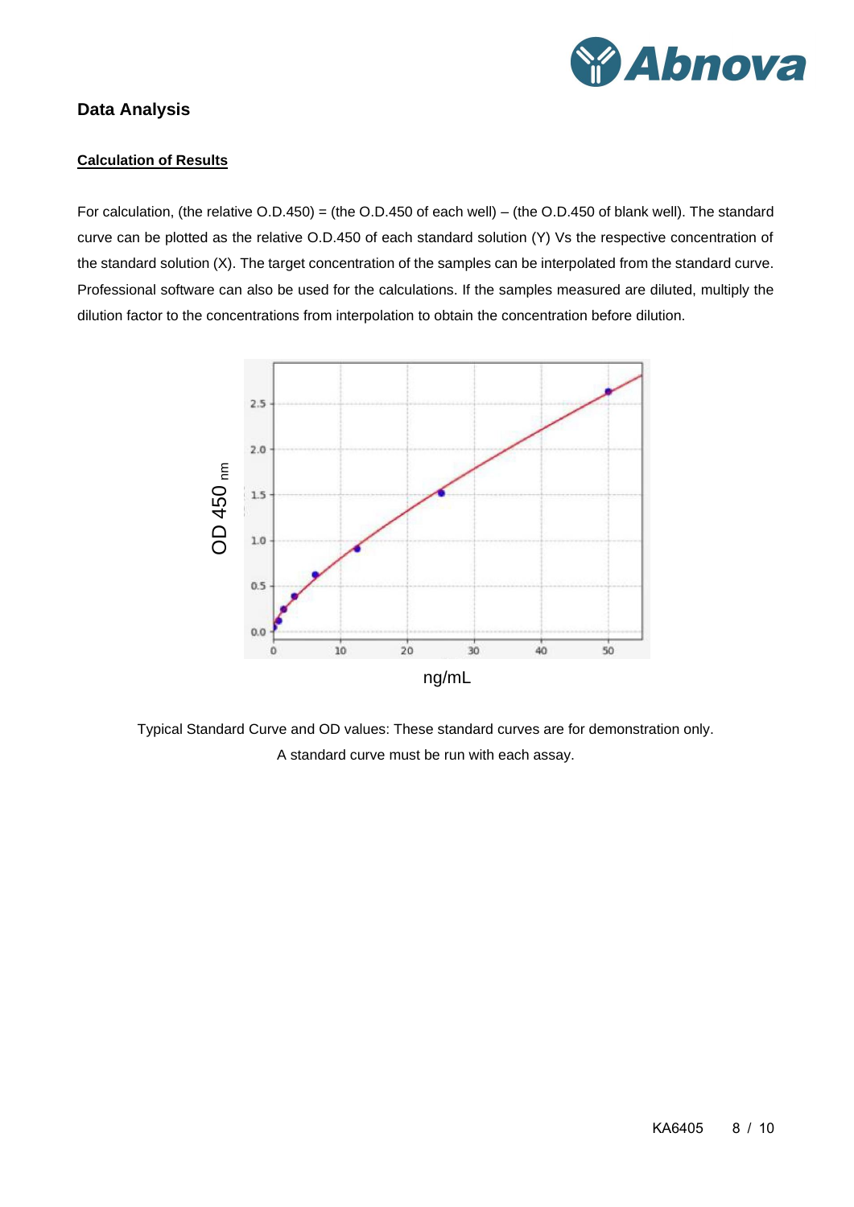## Data Analysis

### Calculation of Results

For calculation, (the relative O.D.450) = (the O.D.450 of each well) – (the O.D.450 of blank well). The standard curve can be plotted as the relative O.D.450 of each standard solution (Y) Vs the respective concentration of the standard solution (X). The target concentration of the samples can be interpolated from the standard curve. Professional software can also be used for the calculations. If the samples measured are diluted, multiply the dilution factor to the concentrations from interpolation to obtain the concentration before dilution.

Typical Standard Curve and OD values: These standard curves are for demonstration only. A standard curve must be run with each assay.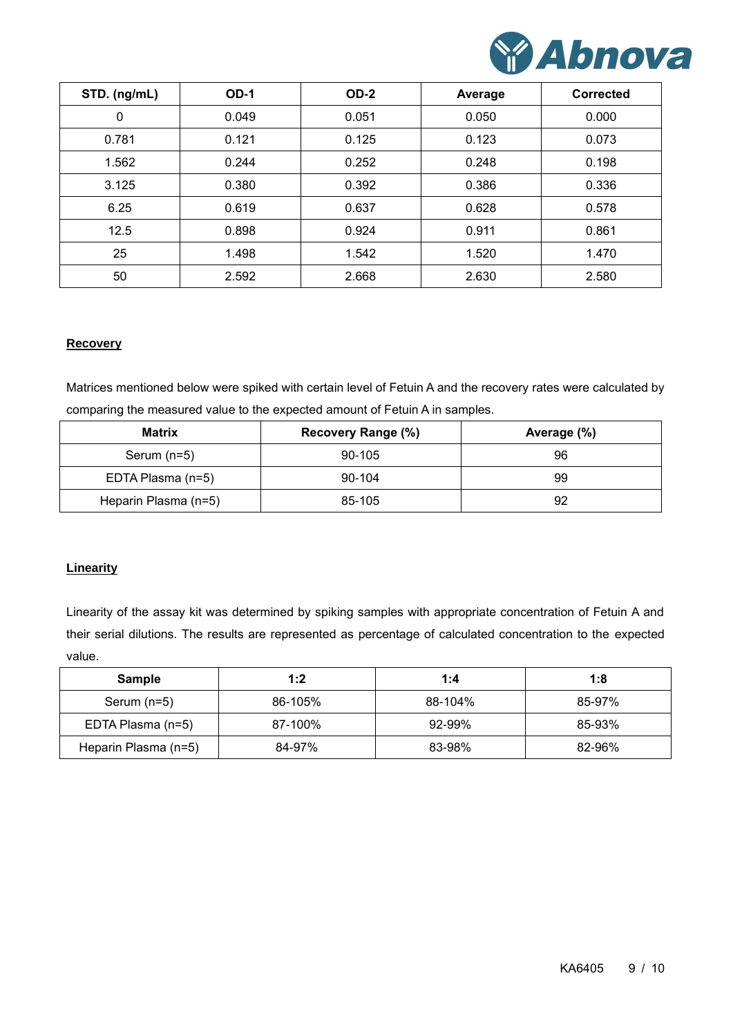| STD. (ng/mL) | OD-1 | OD-2 | Average | Corrected |
|---|---|---|---|---|
| 0 | 0.049 | 0.051 | 0.050 | 0.000 |
| 0.781 | 0.121 | 0.125 | 0.123 | 0.073 |
| 1.562 | 0.244 | 0.252 | 0.248 | 0.198 |
| 3.125 | 0.380 | 0.392 | 0.386 | 0.336 |
| 6.25 | 0.619 | 0.637 | 0.628 | 0.578 |
| 12.5 | 0.898 | 0.924 | 0.911 | 0.861 |
| 25 | 1.498 | 1.542 | 1.520 | 1.470 |
| 50 | 2.592 | 2.668 | 2.630 | 2.580 |

**Recovery**

Matrices mentioned below were spiked with certain level of Fetuin A and the recovery rates were calculated by comparing the measured value to the expected amount of Fetuin A in samples.

| Matrix | Recovery Range (%) | Average (%) |
|---|---|---|
| Serum (n=5) | 90-105 | 96 |
| EDTA Plasma (n=5) | 90-104 | 99 |
| Heparin Plasma (n=5) | 85-105 | 92 |

**Linearity**

Linearity of the assay kit was determined by spiking samples with appropriate concentration of Fetuin A and their serial dilutions. The results are represented as percentage of calculated concentration to the expected value.

| Sample | 1:2 | 1:4 | 1:8 |
|---|---|---|---|
| Serum (n=5) | 86-105% | 88-104% | 85-97% |
| EDTA Plasma (n=5) | 87-100% | 92-99% | 85-93% |
| Heparin Plasma (n=5) | 84-97% | 83-98% | 82-96% |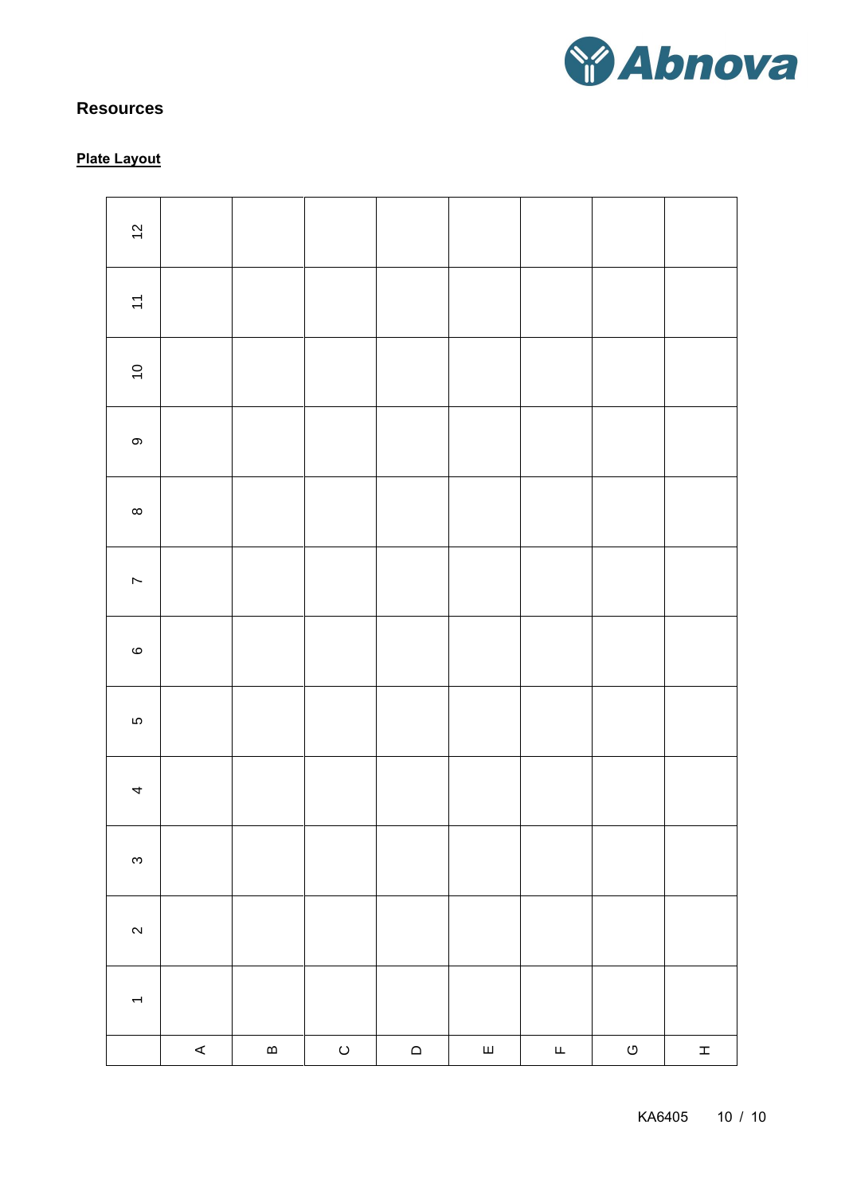## Resources

### Plate Layout

| | 1 | 2 | 3 | 4 | 5 | 6 | 7 | 8 | 9 | 10 | 11 | 12 |
|---|---|---|---|---|---|---|---|---|---|---|---|---|
| A | | | | | | | | | | | | |
| B | | | | | | | | | | | | |
| C | | | | | | | | | | | | |
| D | | | | | | | | | | | | |
| E | | | | | | | | | | | | |
| F | | | | | | | | | | | | |
| G | | | | | | | | | | | | |
| H | | | | | | | | | | | | |